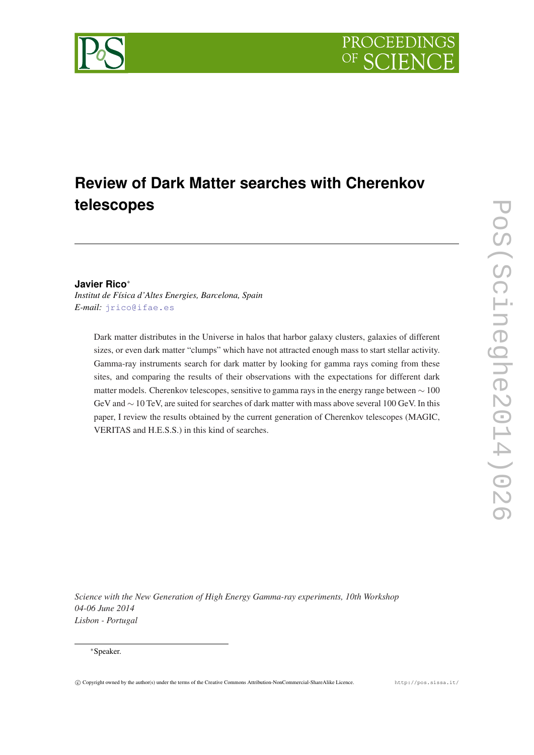# Review of Dark Matter searches with Cherenkov telescopes

**Javier Rico**[*]

*Institut de Física d'Altes Energies, Barcelona, Spain*

*E-mail:* jrico@ifae.es

Dark matter distributes in the Universe in halos that harbor galaxy clusters, galaxies of different sizes, or even dark matter "clumps" which have not attracted enough mass to start stellar activity. Gamma-ray instruments search for dark matter by looking for gamma rays coming from these sites, and comparing the results of their observations with the expectations for different dark matter models. Cherenkov telescopes, sensitive to gamma rays in the energy range between $\sim 100$ GeV and $\sim 10$ TeV, are suited for searches of dark matter with mass above several 100 GeV. In this paper, I review the results obtained by the current generation of Cherenkov telescopes (MAGIC, VERITAS and H.E.S.S.) in this kind of searches.

*Science with the New Generation of High Energy Gamma-ray experiments, 10th Workshop*
*04-06 June 2014*
*Lisbon - Portugal*

[*]Speaker.

© Copyright owned by the author(s) under the terms of the Creative Commons Attribution-NonCommercial-ShareAlike Licence. http://pos.sissa.it/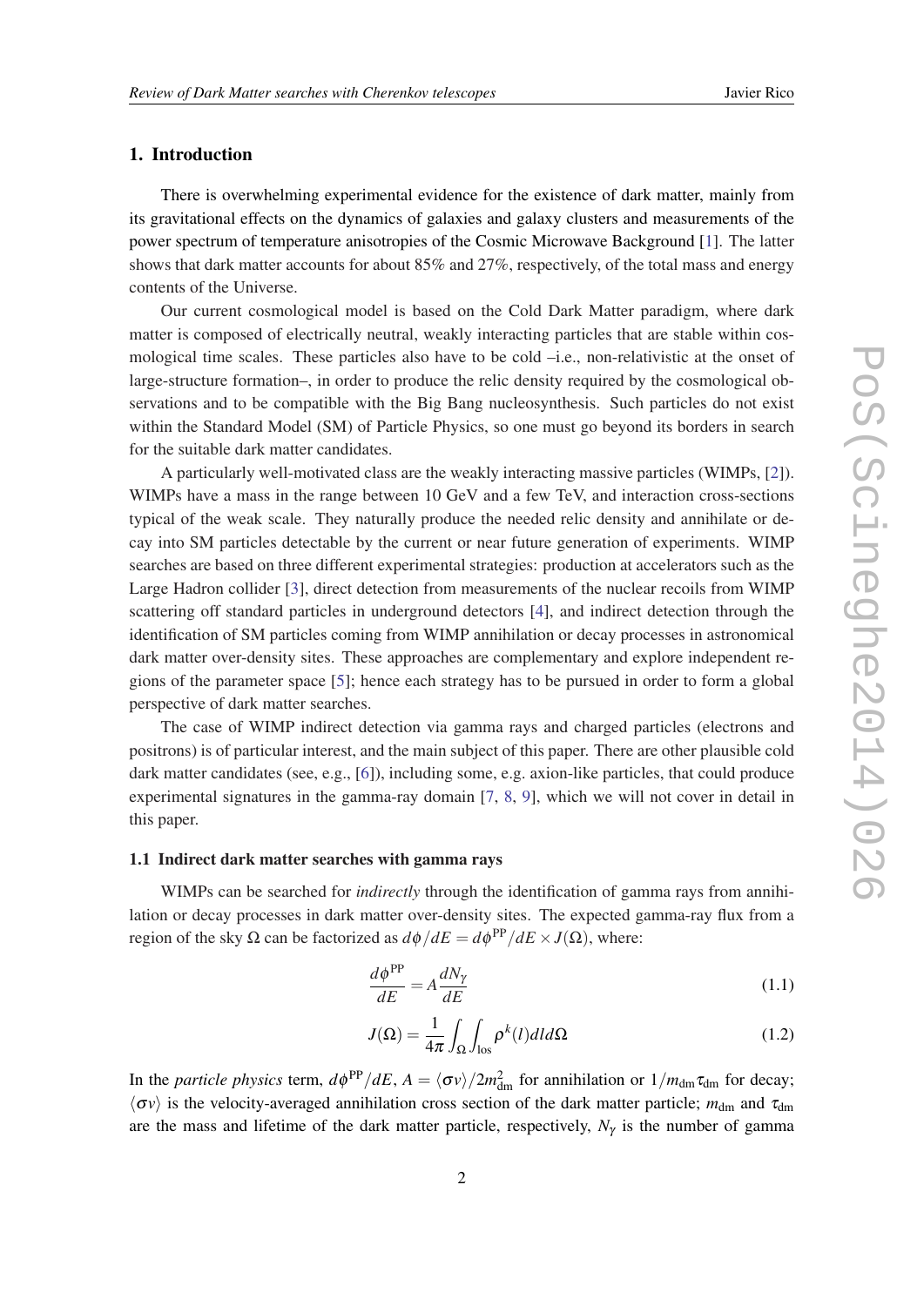## 1. Introduction

There is overwhelming experimental evidence for the existence of dark matter, mainly from its gravitational effects on the dynamics of galaxies and galaxy clusters and measurements of the power spectrum of temperature anisotropies of the Cosmic Microwave Background [1]. The latter shows that dark matter accounts for about 85% and 27%, respectively, of the total mass and energy contents of the Universe.

Our current cosmological model is based on the Cold Dark Matter paradigm, where dark matter is composed of electrically neutral, weakly interacting particles that are stable within cosmological time scales. These particles also have to be cold –i.e., non-relativistic at the onset of large-structure formation–, in order to produce the relic density required by the cosmological observations and to be compatible with the Big Bang nucleosynthesis. Such particles do not exist within the Standard Model (SM) of Particle Physics, so one must go beyond its borders in search for the suitable dark matter candidates.

A particularly well-motivated class are the weakly interacting massive particles (WIMPs, [2]). WIMPs have a mass in the range between 10 GeV and a few TeV, and interaction cross-sections typical of the weak scale. They naturally produce the needed relic density and annihilate or decay into SM particles detectable by the current or near future generation of experiments. WIMP searches are based on three different experimental strategies: production at accelerators such as the Large Hadron collider [3], direct detection from measurements of the nuclear recoils from WIMP scattering off standard particles in underground detectors [4], and indirect detection through the identification of SM particles coming from WIMP annihilation or decay processes in astronomical dark matter over-density sites. These approaches are complementary and explore independent regions of the parameter space [5]; hence each strategy has to be pursued in order to form a global perspective of dark matter searches.

The case of WIMP indirect detection via gamma rays and charged particles (electrons and positrons) is of particular interest, and the main subject of this paper. There are other plausible cold dark matter candidates (see, e.g., [6]), including some, e.g. axion-like particles, that could produce experimental signatures in the gamma-ray domain [7, 8, 9], which we will not cover in detail in this paper.

### 1.1 Indirect dark matter searches with gamma rays

WIMPs can be searched for *indirectly* through the identification of gamma rays from annihilation or decay processes in dark matter over-density sites. The expected gamma-ray flux from a region of the sky $\Omega$ can be factorized as $d\phi/dE = d\phi^{\mathrm{PP}}/dE \times J(\Omega)$, where:

$$\frac{d\phi^{\mathrm{PP}}}{dE} = A\frac{dN_\gamma}{dE} \tag{1.1}$$

$$J(\Omega) = \frac{1}{4\pi}\int_\Omega \int_{\mathrm{los}} \rho^k(l)\, dl\, d\Omega \tag{1.2}$$

In the *particle physics* term, $d\phi^{\mathrm{PP}}/dE$, $A = \langle\sigma v\rangle/2m_{\mathrm{dm}}^2$ for annihilation or $1/m_{\mathrm{dm}}\tau_{\mathrm{dm}}$ for decay; $\langle\sigma v\rangle$ is the velocity-averaged annihilation cross section of the dark matter particle; $m_{\mathrm{dm}}$ and $\tau_{\mathrm{dm}}$ are the mass and lifetime of the dark matter particle, respectively, $N_\gamma$ is the number of gamma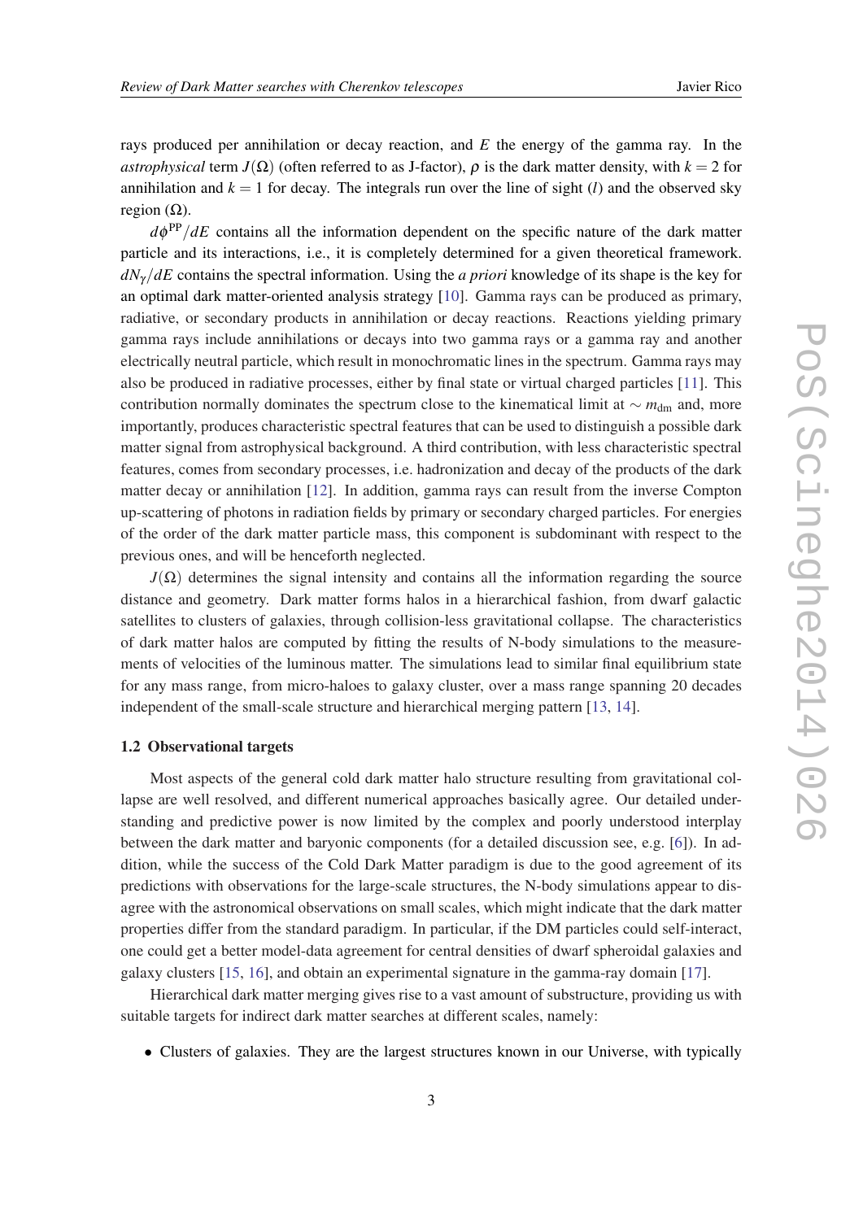rays produced per annihilation or decay reaction, and $E$ the energy of the gamma ray. In the *astrophysical* term $J(\Omega)$ (often referred to as J-factor), $\rho$ is the dark matter density, with $k = 2$ for annihilation and $k = 1$ for decay. The integrals run over the line of sight ($l$) and the observed sky region ($\Omega$).

$d\phi^{\rm PP}/dE$ contains all the information dependent on the specific nature of the dark matter particle and its interactions, i.e., it is completely determined for a given theoretical framework. $dN_\gamma/dE$ contains the spectral information. Using the *a priori* knowledge of its shape is the key for an optimal dark matter-oriented analysis strategy [10]. Gamma rays can be produced as primary, radiative, or secondary products in annihilation or decay reactions. Reactions yielding primary gamma rays include annihilations or decays into two gamma rays or a gamma ray and another electrically neutral particle, which result in monochromatic lines in the spectrum. Gamma rays may also be produced in radiative processes, either by final state or virtual charged particles [11]. This contribution normally dominates the spectrum close to the kinematical limit at $\sim m_{\rm dm}$ and, more importantly, produces characteristic spectral features that can be used to distinguish a possible dark matter signal from astrophysical background. A third contribution, with less characteristic spectral features, comes from secondary processes, i.e. hadronization and decay of the products of the dark matter decay or annihilation [12]. In addition, gamma rays can result from the inverse Compton up-scattering of photons in radiation fields by primary or secondary charged particles. For energies of the order of the dark matter particle mass, this component is subdominant with respect to the previous ones, and will be henceforth neglected.

$J(\Omega)$ determines the signal intensity and contains all the information regarding the source distance and geometry. Dark matter forms halos in a hierarchical fashion, from dwarf galactic satellites to clusters of galaxies, through collision-less gravitational collapse. The characteristics of dark matter halos are computed by fitting the results of N-body simulations to the measurements of velocities of the luminous matter. The simulations lead to similar final equilibrium state for any mass range, from micro-haloes to galaxy cluster, over a mass range spanning 20 decades independent of the small-scale structure and hierarchical merging pattern [13, 14].

### 1.2 Observational targets

Most aspects of the general cold dark matter halo structure resulting from gravitational collapse are well resolved, and different numerical approaches basically agree. Our detailed understanding and predictive power is now limited by the complex and poorly understood interplay between the dark matter and baryonic components (for a detailed discussion see, e.g. [6]). In addition, while the success of the Cold Dark Matter paradigm is due to the good agreement of its predictions with observations for the large-scale structures, the N-body simulations appear to disagree with the astronomical observations on small scales, which might indicate that the dark matter properties differ from the standard paradigm. In particular, if the DM particles could self-interact, one could get a better model-data agreement for central densities of dwarf spheroidal galaxies and galaxy clusters [15, 16], and obtain an experimental signature in the gamma-ray domain [17].

Hierarchical dark matter merging gives rise to a vast amount of substructure, providing us with suitable targets for indirect dark matter searches at different scales, namely:

- Clusters of galaxies. They are the largest structures known in our Universe, with typically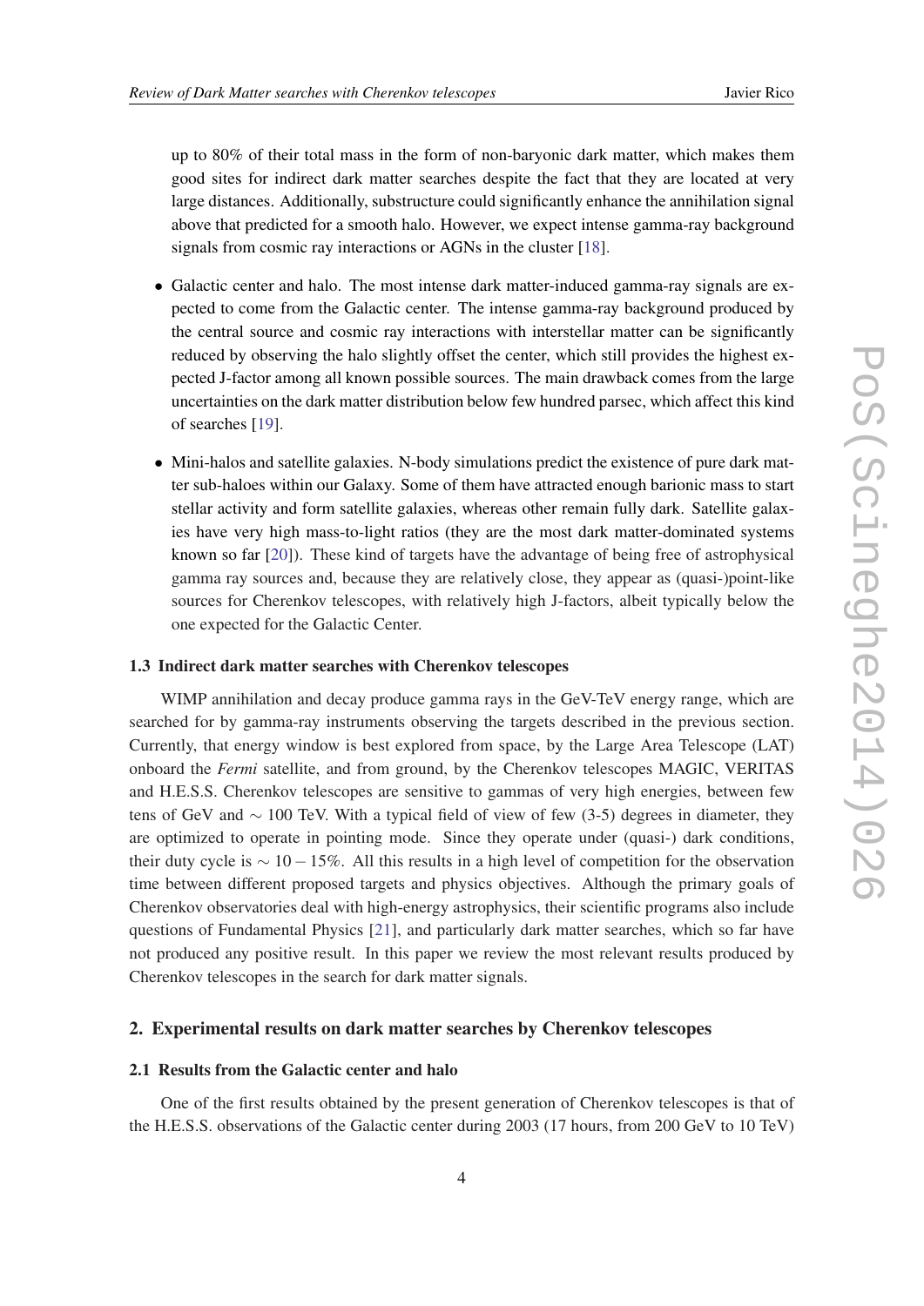up to 80% of their total mass in the form of non-baryonic dark matter, which makes them good sites for indirect dark matter searches despite the fact that they are located at very large distances. Additionally, substructure could significantly enhance the annihilation signal above that predicted for a smooth halo. However, we expect intense gamma-ray background signals from cosmic ray interactions or AGNs in the cluster [18].

- Galactic center and halo. The most intense dark matter-induced gamma-ray signals are expected to come from the Galactic center. The intense gamma-ray background produced by the central source and cosmic ray interactions with interstellar matter can be significantly reduced by observing the halo slightly offset the center, which still provides the highest expected J-factor among all known possible sources. The main drawback comes from the large uncertainties on the dark matter distribution below few hundred parsec, which affect this kind of searches [19].

- Mini-halos and satellite galaxies. N-body simulations predict the existence of pure dark matter sub-haloes within our Galaxy. Some of them have attracted enough baryonic mass to start stellar activity and form satellite galaxies, whereas other remain fully dark. Satellite galaxies have very high mass-to-light ratios (they are the most dark matter-dominated systems known so far [20]). These kind of targets have the advantage of being free of astrophysical gamma ray sources and, because they are relatively close, they appear as (quasi-)point-like sources for Cherenkov telescopes, with relatively high J-factors, albeit typically below the one expected for the Galactic Center.

### 1.3 Indirect dark matter searches with Cherenkov telescopes

WIMP annihilation and decay produce gamma rays in the GeV-TeV energy range, which are searched for by gamma-ray instruments observing the targets described in the previous section. Currently, that energy window is best explored from space, by the Large Area Telescope (LAT) onboard the *Fermi* satellite, and from ground, by the Cherenkov telescopes MAGIC, VERITAS and H.E.S.S. Cherenkov telescopes are sensitive to gammas of very high energies, between few tens of GeV and $\sim 100$ TeV. With a typical field of view of few (3-5) degrees in diameter, they are optimized to operate in pointing mode. Since they operate under (quasi-) dark conditions, their duty cycle is $\sim 10-15\%$. All this results in a high level of competition for the observation time between different proposed targets and physics objectives. Although the primary goals of Cherenkov observatories deal with high-energy astrophysics, their scientific programs also include questions of Fundamental Physics [21], and particularly dark matter searches, which so far have not produced any positive result. In this paper we review the most relevant results produced by Cherenkov telescopes in the search for dark matter signals.

## 2. Experimental results on dark matter searches by Cherenkov telescopes

### 2.1 Results from the Galactic center and halo

One of the first results obtained by the present generation of Cherenkov telescopes is that of the H.E.S.S. observations of the Galactic center during 2003 (17 hours, from 200 GeV to 10 TeV)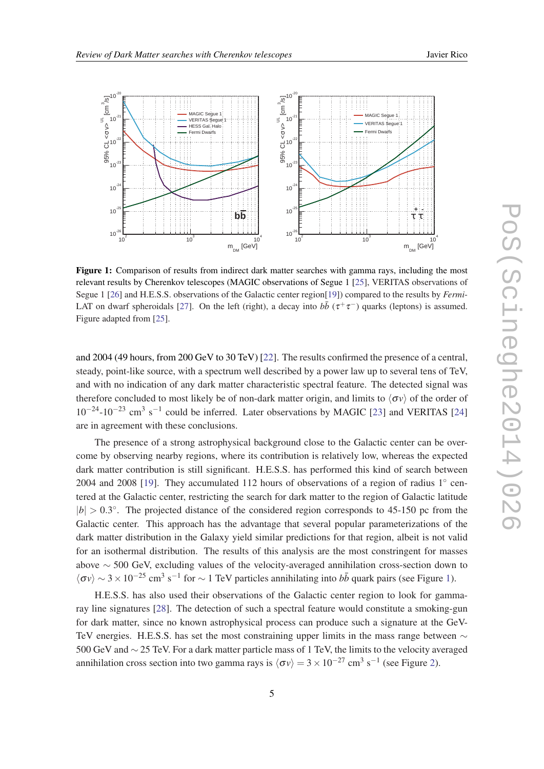95% CL $<\sigma v>^{UL}$ [cm$^3$/s]

MAGIC Segue 1
VERITAS Segue 1
HESS Gal. Halo
Fermi Dwarfs

$b\bar{b}$

m$_{DM}$ [GeV]

95% CL $<\sigma v>^{UL}$ [cm$^3$/s]

MAGIC Segue 1
VERITAS Segue 1
Fermi Dwarfs

$\tau^+\tau^-$

m$_{DM}$ [GeV]

**Figure 1:** Comparison of results from indirect dark matter searches with gamma rays, including the most relevant results by Cherenkov telescopes (MAGIC observations of Segue 1 [25], VERITAS observations of Segue 1 [26] and H.E.S.S. observations of the Galactic center region[19]) compared to the results by *Fermi*-LAT on dwarf spheroidals [27]. On the left (right), a decay into $b\bar{b}$ ($\tau^+\tau^-$) quarks (leptons) is assumed. Figure adapted from [25].

and 2004 (49 hours, from 200 GeV to 30 TeV) [22]. The results confirmed the presence of a central, steady, point-like source, with a spectrum well described by a power law up to several tens of TeV, and with no indication of any dark matter characteristic spectral feature. The detected signal was therefore concluded to most likely be of non-dark matter origin, and limits to $\langle \sigma v \rangle$ of the order of $10^{-24}$-$10^{-23}$ cm$^3$ s$^{-1}$ could be inferred. Later observations by MAGIC [23] and VERITAS [24] are in agreement with these conclusions.

The presence of a strong astrophysical background close to the Galactic center can be overcome by observing nearby regions, where its contribution is relatively low, whereas the expected dark matter contribution is still significant. H.E.S.S. has performed this kind of search between 2004 and 2008 [19]. They accumulated 112 hours of observations of a region of radius 1° centered at the Galactic center, restricting the search for dark matter to the region of Galactic latitude $|b| > 0.3°$. The projected distance of the considered region corresponds to 45-150 pc from the Galactic center. This approach has the advantage that several popular parameterizations of the dark matter distribution in the Galaxy yield similar predictions for that region, albeit is not valid for an isothermal distribution. The results of this analysis are the most constringent for masses above $\sim$ 500 GeV, excluding values of the velocity-averaged annihilation cross-section down to $\langle \sigma v \rangle \sim 3 \times 10^{-25}$ cm$^3$ s$^{-1}$ for $\sim$ 1 TeV particles annihilating into $b\bar{b}$ quark pairs (see Figure 1).

H.E.S.S. has also used their observations of the Galactic center region to look for gamma-ray line signatures [28]. The detection of such a spectral feature would constitute a smoking-gun for dark matter, since no known astrophysical process can produce such a signature at the GeV-TeV energies. H.E.S.S. has set the most constraining upper limits in the mass range between $\sim$ 500 GeV and $\sim$ 25 TeV. For a dark matter particle mass of 1 TeV, the limits to the velocity averaged annihilation cross section into two gamma rays is $\langle \sigma v \rangle = 3 \times 10^{-27}$ cm$^3$ s$^{-1}$ (see Figure 2).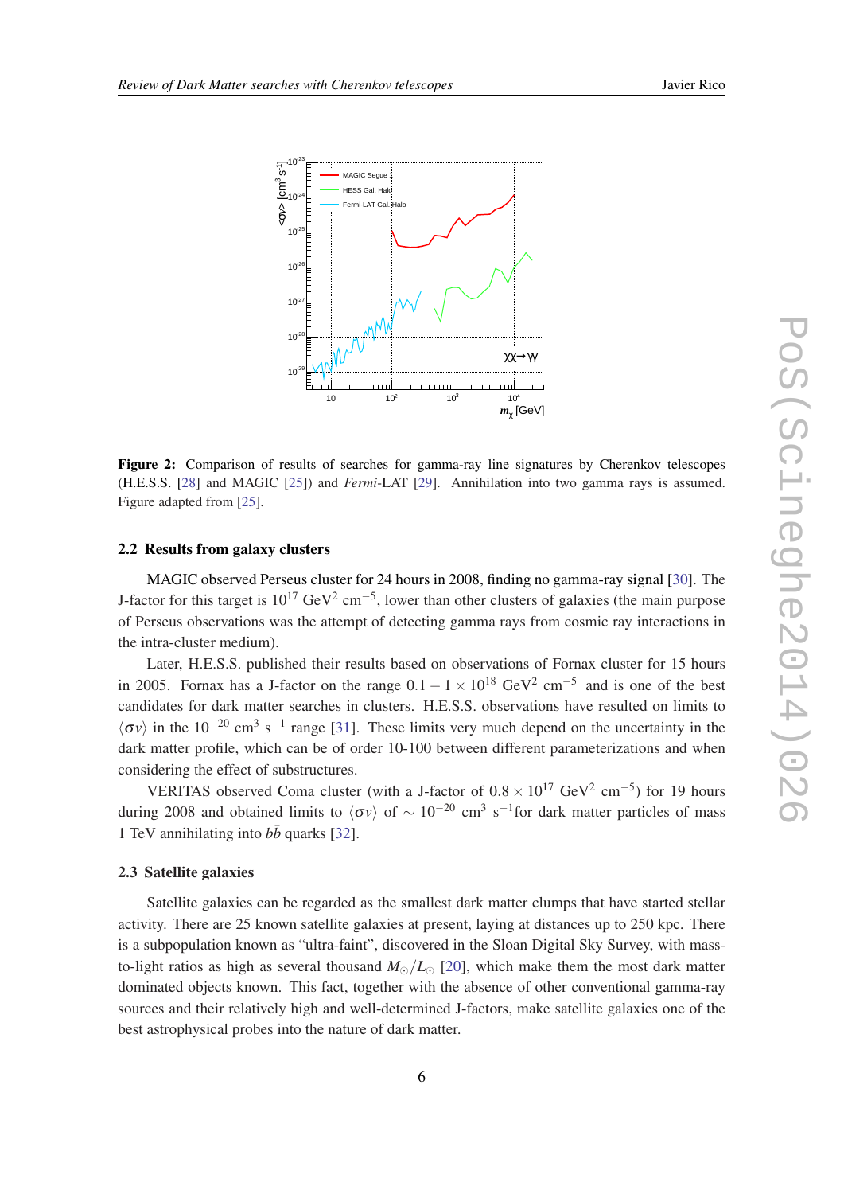<σv> [cm³ s⁻¹]

10⁻²³
10⁻²⁴
10⁻²⁵
10⁻²⁶
10⁻²⁷
10⁻²⁸
10⁻²⁹

MAGIC Segue 1
HESS Gal. Halo
Fermi-LAT Gal. Halo

χχ→γγ

10
10²
10³
10⁴

$m_\chi$ [GeV]

**Figure 2:** Comparison of results of searches for gamma-ray line signatures by Cherenkov telescopes (H.E.S.S. [28] and MAGIC [25]) and *Fermi*-LAT [29]. Annihilation into two gamma rays is assumed. Figure adapted from [25].

### 2.2 Results from galaxy clusters

MAGIC observed Perseus cluster for 24 hours in 2008, finding no gamma-ray signal [30]. The J-factor for this target is $10^{17}$ GeV$^2$ cm$^{-5}$, lower than other clusters of galaxies (the main purpose of Perseus observations was the attempt of detecting gamma rays from cosmic ray interactions in the intra-cluster medium).

Later, H.E.S.S. published their results based on observations of Fornax cluster for 15 hours in 2005. Fornax has a J-factor on the range $0.1-1\times10^{18}$ GeV$^2$ cm$^{-5}$ and is one of the best candidates for dark matter searches in clusters. H.E.S.S. observations have resulted on limits to $\langle\sigma v\rangle$ in the $10^{-20}$ cm$^3$ s$^{-1}$ range [31]. These limits very much depend on the uncertainty in the dark matter profile, which can be of order 10-100 between different parameterizations and when considering the effect of substructures.

VERITAS observed Coma cluster (with a J-factor of $0.8\times10^{17}$ GeV$^2$ cm$^{-5}$) for 19 hours during 2008 and obtained limits to $\langle\sigma v\rangle$ of $\sim 10^{-20}$ cm$^3$ s$^{-1}$for dark matter particles of mass 1 TeV annihilating into $b\bar{b}$ quarks [32].

### 2.3 Satellite galaxies

Satellite galaxies can be regarded as the smallest dark matter clumps that have started stellar activity. There are 25 known satellite galaxies at present, laying at distances up to 250 kpc. There is a subpopulation known as "ultra-faint", discovered in the Sloan Digital Sky Survey, with mass-to-light ratios as high as several thousand $M_\odot/L_\odot$ [20], which make them the most dark matter dominated objects known. This fact, together with the absence of other conventional gamma-ray sources and their relatively high and well-determined J-factors, make satellite galaxies one of the best astrophysical probes into the nature of dark matter.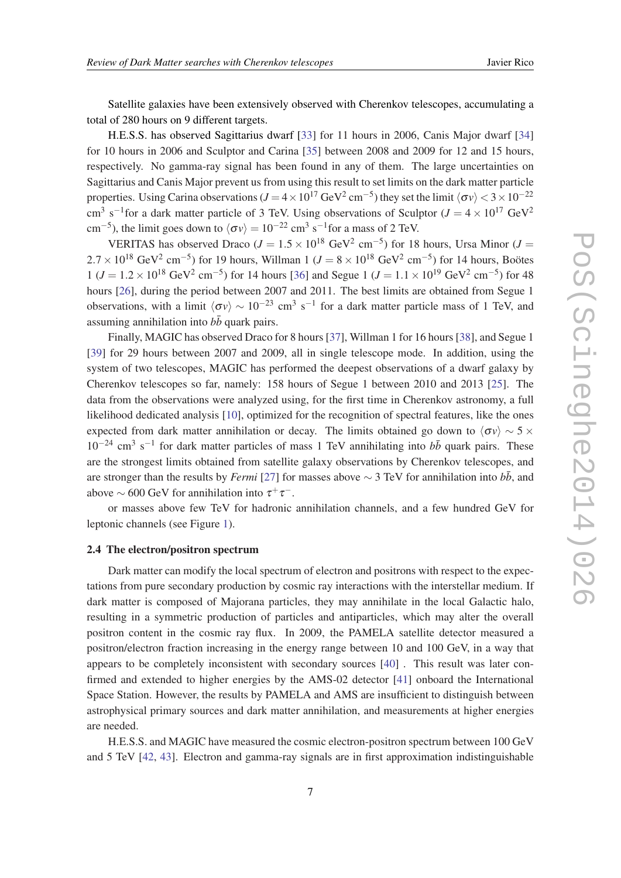Satellite galaxies have been extensively observed with Cherenkov telescopes, accumulating a total of 280 hours on 9 different targets.

H.E.S.S. has observed Sagittarius dwarf [33] for 11 hours in 2006, Canis Major dwarf [34] for 10 hours in 2006 and Sculptor and Carina [35] between 2008 and 2009 for 12 and 15 hours, respectively. No gamma-ray signal has been found in any of them. The large uncertainties on Sagittarius and Canis Major prevent us from using this result to set limits on the dark matter particle properties. Using Carina observations ($J = 4 \times 10^{17}$ GeV$^2$ cm$^{-5}$) they set the limit $\langle \sigma v \rangle < 3 \times 10^{-22}$ cm$^3$ s$^{-1}$for a dark matter particle of 3 TeV. Using observations of Sculptor ($J = 4 \times 10^{17}$ GeV$^2$ cm$^{-5}$), the limit goes down to $\langle \sigma v \rangle = 10^{-22}$ cm$^3$ s$^{-1}$for a mass of 2 TeV.

VERITAS has observed Draco ($J = 1.5 \times 10^{18}$ GeV$^2$ cm$^{-5}$) for 18 hours, Ursa Minor ($J = 2.7 \times 10^{18}$ GeV$^2$ cm$^{-5}$) for 19 hours, Willman 1 ($J = 8 \times 10^{18}$ GeV$^2$ cm$^{-5}$) for 14 hours, Boötes 1 ($J = 1.2 \times 10^{18}$ GeV$^2$ cm$^{-5}$) for 14 hours [36] and Segue 1 ($J = 1.1 \times 10^{19}$ GeV$^2$ cm$^{-5}$) for 48 hours [26], during the period between 2007 and 2011. The best limits are obtained from Segue 1 observations, with a limit $\langle \sigma v \rangle \sim 10^{-23}$ cm$^3$ s$^{-1}$ for a dark matter particle mass of 1 TeV, and assuming annihilation into $b\bar{b}$ quark pairs.

Finally, MAGIC has observed Draco for 8 hours [37], Willman 1 for 16 hours [38], and Segue 1 [39] for 29 hours between 2007 and 2009, all in single telescope mode. In addition, using the system of two telescopes, MAGIC has performed the deepest observations of a dwarf galaxy by Cherenkov telescopes so far, namely: 158 hours of Segue 1 between 2010 and 2013 [25]. The data from the observations were analyzed using, for the first time in Cherenkov astronomy, a full likelihood dedicated analysis [10], optimized for the recognition of spectral features, like the ones expected from dark matter annihilation or decay. The limits obtained go down to $\langle \sigma v \rangle \sim 5 \times 10^{-24}$ cm$^3$ s$^{-1}$ for dark matter particles of mass 1 TeV annihilating into $b\bar{b}$ quark pairs. These are the strongest limits obtained from satellite galaxy observations by Cherenkov telescopes, and are stronger than the results by *Fermi* [27] for masses above $\sim 3$ TeV for annihilation into $b\bar{b}$, and above $\sim 600$ GeV for annihilation into $\tau^+\tau^-$.

or masses above few TeV for hadronic annihilation channels, and a few hundred GeV for leptonic channels (see Figure 1).

### 2.4 The electron/positron spectrum

Dark matter can modify the local spectrum of electron and positrons with respect to the expectations from pure secondary production by cosmic ray interactions with the interstellar medium. If dark matter is composed of Majorana particles, they may annihilate in the local Galactic halo, resulting in a symmetric production of particles and antiparticles, which may alter the overall positron content in the cosmic ray flux. In 2009, the PAMELA satellite detector measured a positron/electron fraction increasing in the energy range between 10 and 100 GeV, in a way that appears to be completely inconsistent with secondary sources [40] . This result was later confirmed and extended to higher energies by the AMS-02 detector [41] onboard the International Space Station. However, the results by PAMELA and AMS are insufficient to distinguish between astrophysical primary sources and dark matter annihilation, and measurements at higher energies are needed.

H.E.S.S. and MAGIC have measured the cosmic electron-positron spectrum between 100 GeV and 5 TeV [42, 43]. Electron and gamma-ray signals are in first approximation indistinguishable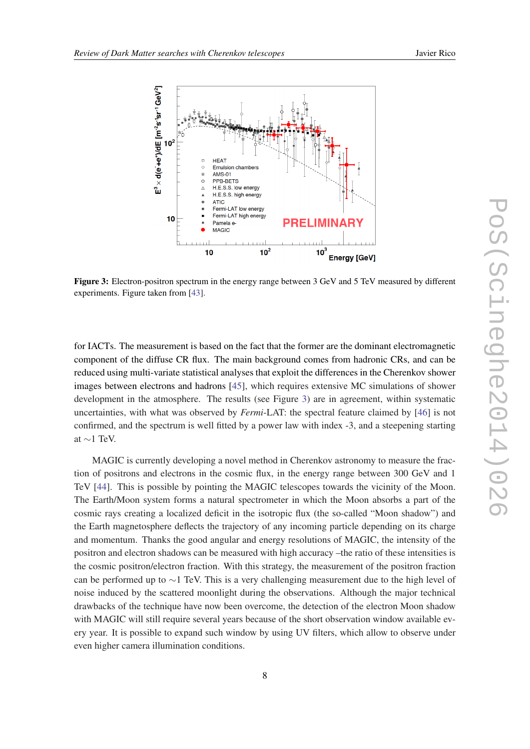$E^3 \times d(e^-+e^+)/dE$ [m$^{-2}$s$^{-1}$sr$^{-1}$ GeV$^2$]

$10^2$

10

10

$10^2$

$10^3$

Energy [GeV]

HEAT

Emulsion chambers

AMS-01

PPB-BETS

H.E.S.S. low energy

H.E.S.S. high energy

ATIC

Fermi-LAT low energy

Fermi-LAT high energy

Pamela e-

MAGIC

PRELIMINARY

**Figure 3:** Electron-positron spectrum in the energy range between 3 GeV and 5 TeV measured by different experiments. Figure taken from [43].

for IACTs. The measurement is based on the fact that the former are the dominant electromagnetic component of the diffuse CR flux. The main background comes from hadronic CRs, and can be reduced using multi-variate statistical analyses that exploit the differences in the Cherenkov shower images between electrons and hadrons [45], which requires extensive MC simulations of shower development in the atmosphere. The results (see Figure 3) are in agreement, within systematic uncertainties, with what was observed by *Fermi*-LAT: the spectral feature claimed by [46] is not confirmed, and the spectrum is well fitted by a power law with index -3, and a steepening starting at $\sim$1 TeV.

MAGIC is currently developing a novel method in Cherenkov astronomy to measure the fraction of positrons and electrons in the cosmic flux, in the energy range between 300 GeV and 1 TeV [44]. This is possible by pointing the MAGIC telescopes towards the vicinity of the Moon. The Earth/Moon system forms a natural spectrometer in which the Moon absorbs a part of the cosmic rays creating a localized deficit in the isotropic flux (the so-called "Moon shadow") and the Earth magnetosphere deflects the trajectory of any incoming particle depending on its charge and momentum. Thanks the good angular and energy resolutions of MAGIC, the intensity of the positron and electron shadows can be measured with high accuracy –the ratio of these intensities is the cosmic positron/electron fraction. With this strategy, the measurement of the positron fraction can be performed up to $\sim$1 TeV. This is a very challenging measurement due to the high level of noise induced by the scattered moonlight during the observations. Although the major technical drawbacks of the technique have now been overcome, the detection of the electron Moon shadow with MAGIC will still require several years because of the short observation window available every year. It is possible to expand such window by using UV filters, which allow to observe under even higher camera illumination conditions.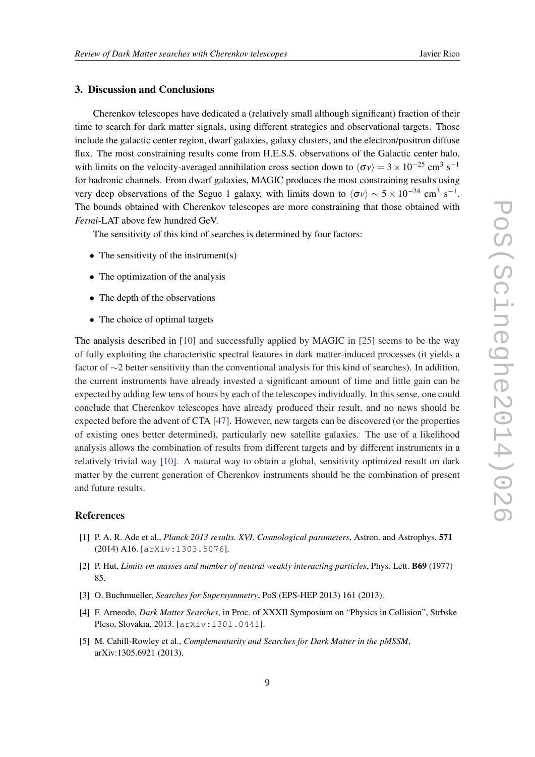## 3. Discussion and Conclusions

Cherenkov telescopes have dedicated a (relatively small although significant) fraction of their time to search for dark matter signals, using different strategies and observational targets. Those include the galactic center region, dwarf galaxies, galaxy clusters, and the electron/positron diffuse flux. The most constraining results come from H.E.S.S. observations of the Galactic center halo, with limits on the velocity-averaged annihilation cross section down to $\langle \sigma v \rangle = 3 \times 10^{-25}$ cm$^3$ s$^{-1}$ for hadronic channels. From dwarf galaxies, MAGIC produces the most constraining results using very deep observations of the Segue 1 galaxy, with limits down to $\langle \sigma v \rangle \sim 5 \times 10^{-24}$ cm$^3$ s$^{-1}$. The bounds obtained with Cherenkov telescopes are more constraining that those obtained with *Fermi*-LAT above few hundred GeV.

The sensitivity of this kind of searches is determined by four factors:

- The sensitivity of the instrument(s)
- The optimization of the analysis
- The depth of the observations
- The choice of optimal targets

The analysis described in [10] and successfully applied by MAGIC in [25] seems to be the way of fully exploiting the characteristic spectral features in dark matter-induced processes (it yields a factor of $\sim$2 better sensitivity than the conventional analysis for this kind of searches). In addition, the current instruments have already invested a significant amount of time and little gain can be expected by adding few tens of hours by each of the telescopes individually. In this sense, one could conclude that Cherenkov telescopes have already produced their result, and no news should be expected before the advent of CTA [47]. However, new targets can be discovered (or the properties of existing ones better determined), particularly new satellite galaxies. The use of a likelihood analysis allows the combination of results from different targets and by different instruments in a relatively trivial way [10]. A natural way to obtain a global, sensitivity optimized result on dark matter by the current generation of Cherenkov instruments should be the combination of present and future results.

## References

[1] P. A. R. Ade et al., *Planck 2013 results. XVI. Cosmological parameters*, Astron. and Astrophys. **571** (2014) A16. [arXiv:1303.5076].

[2] P. Hut, *Limits on masses and number of neutral weakly interacting particles*, Phys. Lett. **B69** (1977) 85.

[3] O. Buchmueller, *Searches for Supersymmetry*, PoS (EPS-HEP 2013) 161 (2013).

[4] F. Arneodo, *Dark Matter Searches*, in Proc. of XXXII Symposium on "Physics in Collision", Strbske Pleso, Slovakia, 2013. [arXiv:1301.0441].

[5] M. Cahill-Rowley et al., *Complementarity and Searches for Dark Matter in the pMSSM*, arXiv:1305.6921 (2013).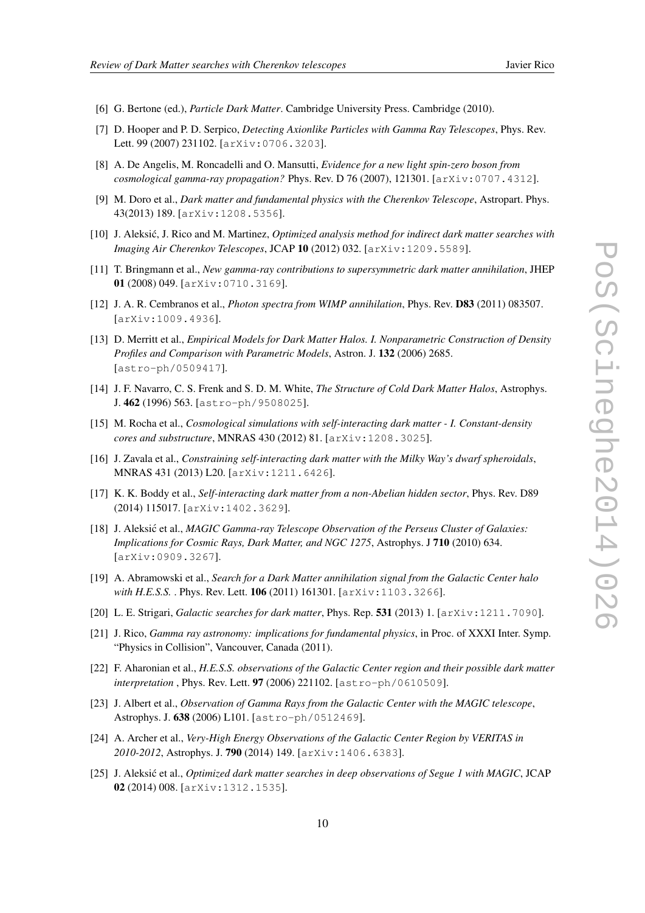[6] G. Bertone (ed.), *Particle Dark Matter*. Cambridge University Press. Cambridge (2010).

[7] D. Hooper and P. D. Serpico, *Detecting Axionlike Particles with Gamma Ray Telescopes*, Phys. Rev. Lett. 99 (2007) 231102. [arXiv:0706.3203].

[8] A. De Angelis, M. Roncadelli and O. Mansutti, *Evidence for a new light spin-zero boson from cosmological gamma-ray propagation?* Phys. Rev. D 76 (2007), 121301. [arXiv:0707.4312].

[9] M. Doro et al., *Dark matter and fundamental physics with the Cherenkov Telescope*, Astropart. Phys. 43(2013) 189. [arXiv:1208.5356].

[10] J. Aleksić, J. Rico and M. Martinez, *Optimized analysis method for indirect dark matter searches with Imaging Air Cherenkov Telescopes*, JCAP **10** (2012) 032. [arXiv:1209.5589].

[11] T. Bringmann et al., *New gamma-ray contributions to supersymmetric dark matter annihilation*, JHEP **01** (2008) 049. [arXiv:0710.3169].

[12] J. A. R. Cembranos et al., *Photon spectra from WIMP annihilation*, Phys. Rev. **D83** (2011) 083507. [arXiv:1009.4936].

[13] D. Merritt et al., *Empirical Models for Dark Matter Halos. I. Nonparametric Construction of Density Profiles and Comparison with Parametric Models*, Astron. J. **132** (2006) 2685. [astro-ph/0509417].

[14] J. F. Navarro, C. S. Frenk and S. D. M. White, *The Structure of Cold Dark Matter Halos*, Astrophys. J. **462** (1996) 563. [astro-ph/9508025].

[15] M. Rocha et al., *Cosmological simulations with self-interacting dark matter - I. Constant-density cores and substructure*, MNRAS 430 (2012) 81. [arXiv:1208.3025].

[16] J. Zavala et al., *Constraining self-interacting dark matter with the Milky Way's dwarf spheroidals*, MNRAS 431 (2013) L20. [arXiv:1211.6426].

[17] K. K. Boddy et al., *Self-interacting dark matter from a non-Abelian hidden sector*, Phys. Rev. D89 (2014) 115017. [arXiv:1402.3629].

[18] J. Aleksić et al., *MAGIC Gamma-ray Telescope Observation of the Perseus Cluster of Galaxies: Implications for Cosmic Rays, Dark Matter, and NGC 1275*, Astrophys. J **710** (2010) 634. [arXiv:0909.3267].

[19] A. Abramowski et al., *Search for a Dark Matter annihilation signal from the Galactic Center halo with H.E.S.S.* . Phys. Rev. Lett. **106** (2011) 161301. [arXiv:1103.3266].

[20] L. E. Strigari, *Galactic searches for dark matter*, Phys. Rep. **531** (2013) 1. [arXiv:1211.7090].

[21] J. Rico, *Gamma ray astronomy: implications for fundamental physics*, in Proc. of XXXI Inter. Symp. "Physics in Collision", Vancouver, Canada (2011).

[22] F. Aharonian et al., *H.E.S.S. observations of the Galactic Center region and their possible dark matter interpretation* , Phys. Rev. Lett. **97** (2006) 221102. [astro-ph/0610509].

[23] J. Albert et al., *Observation of Gamma Rays from the Galactic Center with the MAGIC telescope*, Astrophys. J. **638** (2006) L101. [astro-ph/0512469].

[24] A. Archer et al., *Very-High Energy Observations of the Galactic Center Region by VERITAS in 2010-2012*, Astrophys. J. **790** (2014) 149. [arXiv:1406.6383].

[25] J. Aleksić et al., *Optimized dark matter searches in deep observations of Segue 1 with MAGIC*, JCAP **02** (2014) 008. [arXiv:1312.1535].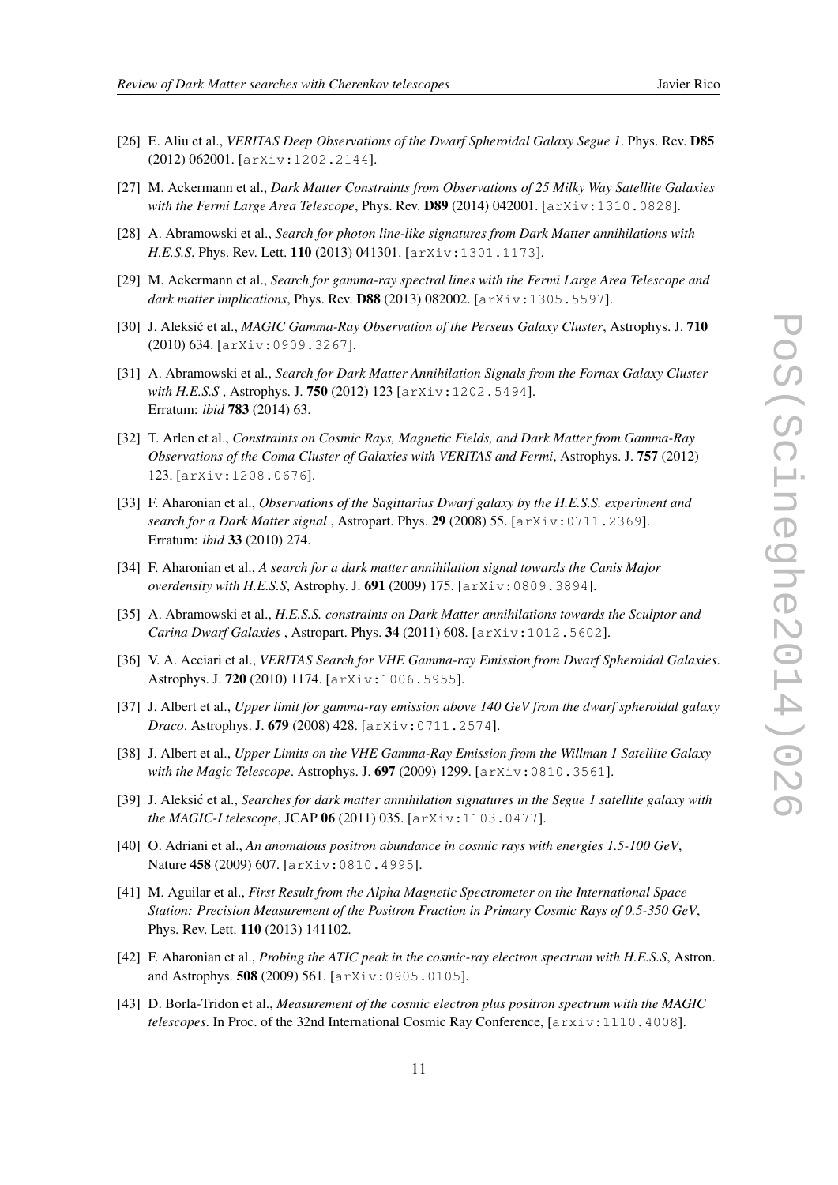[26] E. Aliu et al., *VERITAS Deep Observations of the Dwarf Spheroidal Galaxy Segue 1*. Phys. Rev. **D85** (2012) 062001. [arXiv:1202.2144].

[27] M. Ackermann et al., *Dark Matter Constraints from Observations of 25 Milky Way Satellite Galaxies with the Fermi Large Area Telescope*, Phys. Rev. **D89** (2014) 042001. [arXiv:1310.0828].

[28] A. Abramowski et al., *Search for photon line-like signatures from Dark Matter annihilations with H.E.S.S*, Phys. Rev. Lett. **110** (2013) 041301. [arXiv:1301.1173].

[29] M. Ackermann et al., *Search for gamma-ray spectral lines with the Fermi Large Area Telescope and dark matter implications*, Phys. Rev. **D88** (2013) 082002. [arXiv:1305.5597].

[30] J. Aleksić et al., *MAGIC Gamma-Ray Observation of the Perseus Galaxy Cluster*, Astrophys. J. **710** (2010) 634. [arXiv:0909.3267].

[31] A. Abramowski et al., *Search for Dark Matter Annihilation Signals from the Fornax Galaxy Cluster with H.E.S.S* , Astrophys. J. **750** (2012) 123 [arXiv:1202.5494].
Erratum: *ibid* **783** (2014) 63.

[32] T. Arlen et al., *Constraints on Cosmic Rays, Magnetic Fields, and Dark Matter from Gamma-Ray Observations of the Coma Cluster of Galaxies with VERITAS and Fermi*, Astrophys. J. **757** (2012) 123. [arXiv:1208.0676].

[33] F. Aharonian et al., *Observations of the Sagittarius Dwarf galaxy by the H.E.S.S. experiment and search for a Dark Matter signal* , Astropart. Phys. **29** (2008) 55. [arXiv:0711.2369].
Erratum: *ibid* **33** (2010) 274.

[34] F. Aharonian et al., *A search for a dark matter annihilation signal towards the Canis Major overdensity with H.E.S.S*, Astrophy. J. **691** (2009) 175. [arXiv:0809.3894].

[35] A. Abramowski et al., *H.E.S.S. constraints on Dark Matter annihilations towards the Sculptor and Carina Dwarf Galaxies* , Astropart. Phys. **34** (2011) 608. [arXiv:1012.5602].

[36] V. A. Acciari et al., *VERITAS Search for VHE Gamma-ray Emission from Dwarf Spheroidal Galaxies*. Astrophys. J. **720** (2010) 1174. [arXiv:1006.5955].

[37] J. Albert et al., *Upper limit for gamma-ray emission above 140 GeV from the dwarf spheroidal galaxy Draco*. Astrophys. J. **679** (2008) 428. [arXiv:0711.2574].

[38] J. Albert et al., *Upper Limits on the VHE Gamma-Ray Emission from the Willman 1 Satellite Galaxy with the Magic Telescope*. Astrophys. J. **697** (2009) 1299. [arXiv:0810.3561].

[39] J. Aleksić et al., *Searches for dark matter annihilation signatures in the Segue 1 satellite galaxy with the MAGIC-I telescope*, JCAP **06** (2011) 035. [arXiv:1103.0477].

[40] O. Adriani et al., *An anomalous positron abundance in cosmic rays with energies 1.5-100 GeV*, Nature **458** (2009) 607. [arXiv:0810.4995].

[41] M. Aguilar et al., *First Result from the Alpha Magnetic Spectrometer on the International Space Station: Precision Measurement of the Positron Fraction in Primary Cosmic Rays of 0.5-350 GeV*, Phys. Rev. Lett. **110** (2013) 141102.

[42] F. Aharonian et al., *Probing the ATIC peak in the cosmic-ray electron spectrum with H.E.S.S*, Astron. and Astrophys. **508** (2009) 561. [arXiv:0905.0105].

[43] D. Borla-Tridon et al., *Measurement of the cosmic electron plus positron spectrum with the MAGIC telescopes*. In Proc. of the 32nd International Cosmic Ray Conference, [arxiv:1110.4008].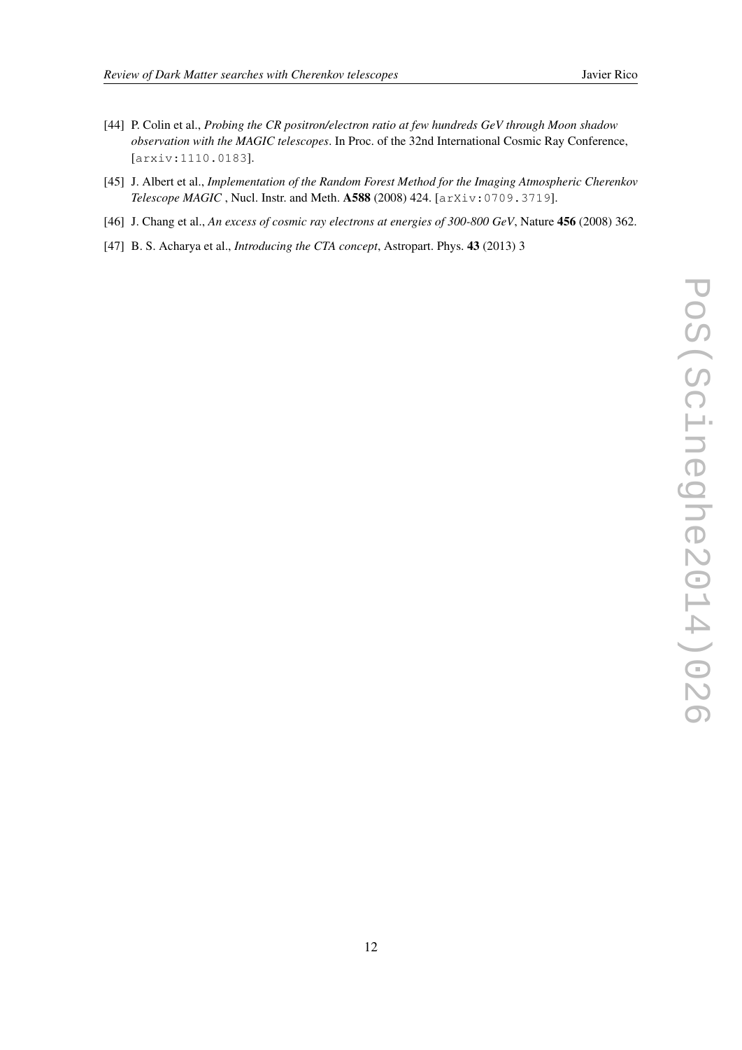[44] P. Colin et al., *Probing the CR positron/electron ratio at few hundreds GeV through Moon shadow observation with the MAGIC telescopes*. In Proc. of the 32nd International Cosmic Ray Conference, [arxiv:1110.0183].

[45] J. Albert et al., *Implementation of the Random Forest Method for the Imaging Atmospheric Cherenkov Telescope MAGIC* , Nucl. Instr. and Meth. **A588** (2008) 424. [arXiv:0709.3719].

[46] J. Chang et al., *An excess of cosmic ray electrons at energies of 300-800 GeV*, Nature **456** (2008) 362.

[47] B. S. Acharya et al., *Introducing the CTA concept*, Astropart. Phys. **43** (2013) 3